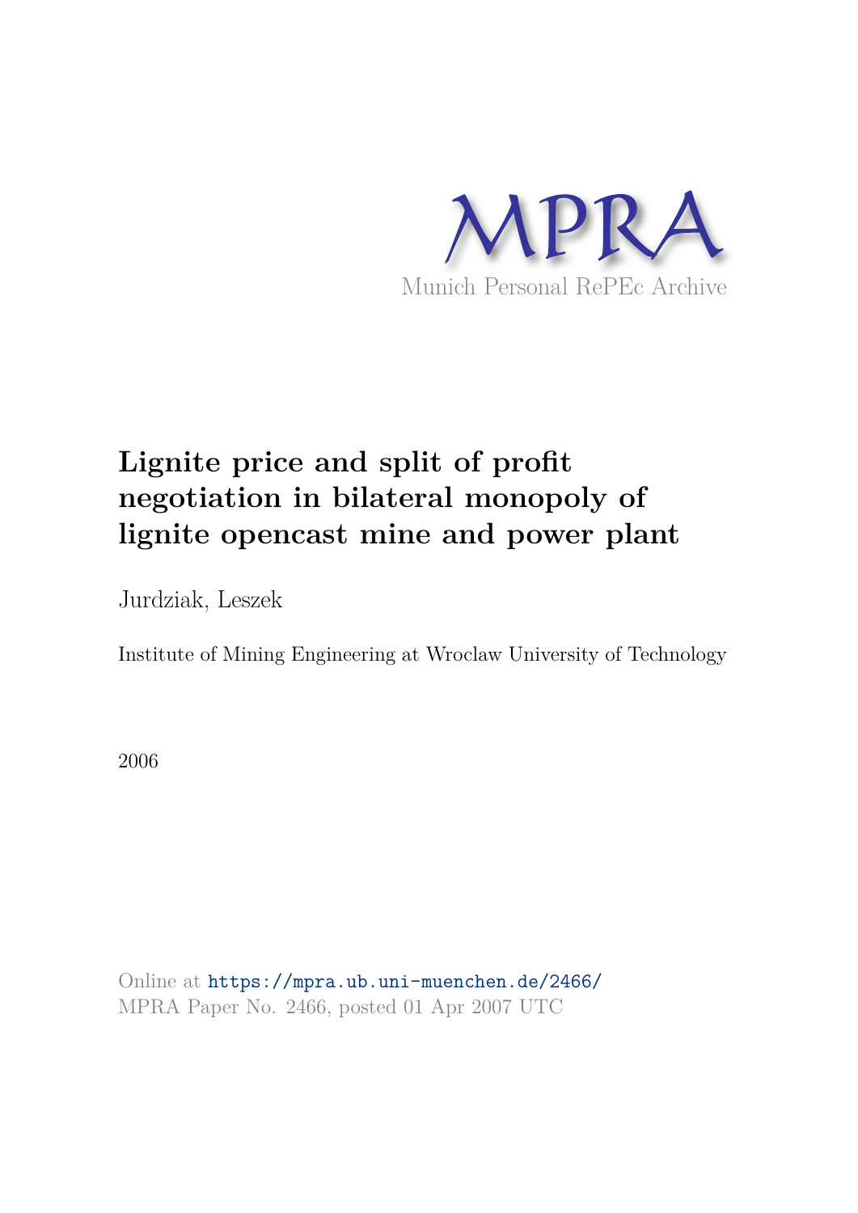MPRA

Munich Personal RePEc Archive

# Lignite price and split of profit negotiation in bilateral monopoly of lignite opencast mine and power plant

Jurdziak, Leszek

Institute of Mining Engineering at Wroclaw University of Technology

2006

Online at https://mpra.ub.uni-muenchen.de/2466/

MPRA Paper No. 2466, posted 01 Apr 2007 UTC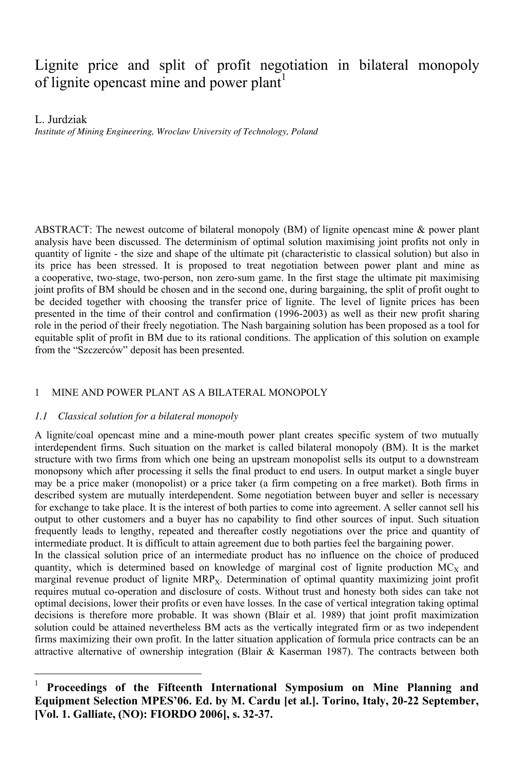# Lignite price and split of profit negotiation in bilateral monopoly of lignite opencast mine and power plant[1]

L. Jurdziak

*Institute of Mining Engineering, Wroclaw University of Technology, Poland*

ABSTRACT: The newest outcome of bilateral monopoly (BM) of lignite opencast mine & power plant analysis have been discussed. The determinism of optimal solution maximising joint profits not only in quantity of lignite - the size and shape of the ultimate pit (characteristic to classical solution) but also in its price has been stressed. It is proposed to treat negotiation between power plant and mine as a cooperative, two-stage, two-person, non zero-sum game. In the first stage the ultimate pit maximising joint profits of BM should be chosen and in the second one, during bargaining, the split of profit ought to be decided together with choosing the transfer price of lignite. The level of lignite prices has been presented in the time of their control and confirmation (1996-2003) as well as their new profit sharing role in the period of their freely negotiation. The Nash bargaining solution has been proposed as a tool for equitable split of profit in BM due to its rational conditions. The application of this solution on example from the "Szczerców" deposit has been presented.

## 1 MINE AND POWER PLANT AS A BILATERAL MONOPOLY

### *1.1 Classical solution for a bilateral monopoly*

A lignite/coal opencast mine and a mine-mouth power plant creates specific system of two mutually interdependent firms. Such situation on the market is called bilateral monopoly (BM). It is the market structure with two firms from which one being an upstream monopolist sells its output to a downstream monopsony which after processing it sells the final product to end users. In output market a single buyer may be a price maker (monopolist) or a price taker (a firm competing on a free market). Both firms in described system are mutually interdependent. Some negotiation between buyer and seller is necessary for exchange to take place. It is the interest of both parties to come into agreement. A seller cannot sell his output to other customers and a buyer has no capability to find other sources of input. Such situation frequently leads to lengthy, repeated and thereafter costly negotiations over the price and quantity of intermediate product. It is difficult to attain agreement due to both parties feel the bargaining power.

In the classical solution price of an intermediate product has no influence on the choice of produced quantity, which is determined based on knowledge of marginal cost of lignite production $MC_X$ and marginal revenue product of lignite $MRP_X$. Determination of optimal quantity maximizing joint profit requires mutual co-operation and disclosure of costs. Without trust and honesty both sides can take not optimal decisions, lower their profits or even have losses. In the case of vertical integration taking optimal decisions is therefore more probable. It was shown (Blair et al. 1989) that joint profit maximization solution could be attained nevertheless BM acts as the vertically integrated firm or as two independent firms maximizing their own profit. In the latter situation application of formula price contracts can be an attractive alternative of ownership integration (Blair & Kaserman 1987). The contracts between both

---

[1] **Proceedings of the Fifteenth International Symposium on Mine Planning and Equipment Selection MPES'06. Ed. by M. Cardu [et al.]. Torino, Italy, 20-22 September, [Vol. 1. Galliate, (NO): FIORDO 2006], s. 32-37.**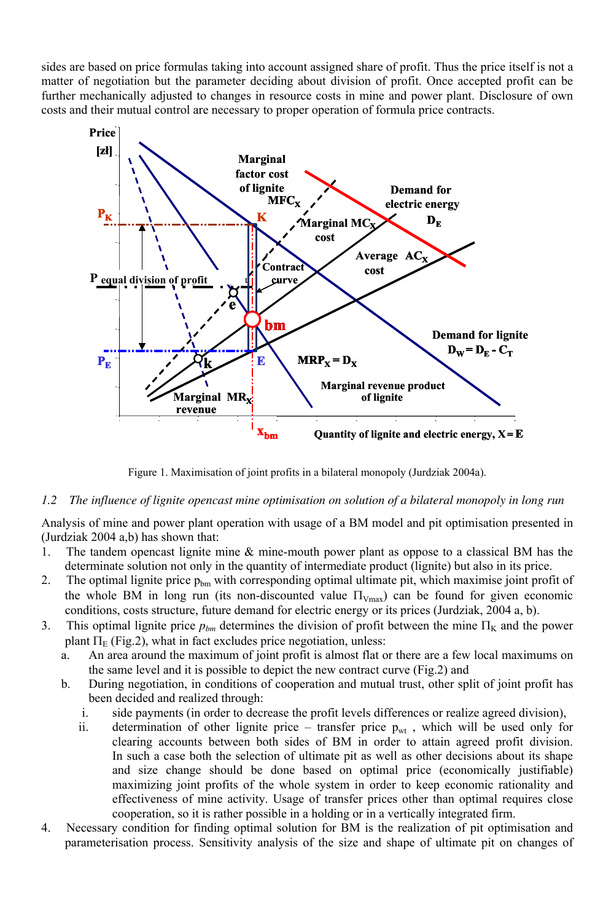sides are based on price formulas taking into account assigned share of profit. Thus the price itself is not a matter of negotiation but the parameter deciding about division of profit. Once accepted profit can be further mechanically adjusted to changes in resource costs in mine and power plant. Disclosure of own costs and their mutual control are necessary to proper operation of formula price contracts.

Figure 1. Maximisation of joint profits in a bilateral monopoly (Jurdziak 2004a).

*1.2 The influence of lignite opencast mine optimisation on solution of a bilateral monopoly in long run*

Analysis of mine and power plant operation with usage of a BM model and pit optimisation presented in (Jurdziak 2004 a,b) has shown that:

1. The tandem opencast lignite mine & mine-mouth power plant as oppose to a classical BM has the determinate solution not only in the quantity of intermediate product (lignite) but also in its price.
2. The optimal lignite price $p_{bm}$ with corresponding optimal ultimate pit, which maximise joint profit of the whole BM in long run (its non-discounted value $\Pi_{Vmax}$) can be found for given economic conditions, costs structure, future demand for electric energy or its prices (Jurdziak, 2004 a, b).
3. This optimal lignite price $p_{bm}$ determines the division of profit between the mine $\Pi_K$ and the power plant $\Pi_E$ (Fig.2), what in fact excludes price negotiation, unless:
   a. An area around the maximum of joint profit is almost flat or there are a few local maximums on the same level and it is possible to depict the new contract curve (Fig.2) and
   b. During negotiation, in conditions of cooperation and mutual trust, other split of joint profit has been decided and realized through:
      i. side payments (in order to decrease the profit levels differences or realize agreed division),
      ii. determination of other lignite price – transfer price $p_{wt}$ , which will be used only for clearing accounts between both sides of BM in order to attain agreed profit division. In such a case both the selection of ultimate pit as well as other decisions about its shape and size change should be done based on optimal price (economically justifiable) maximizing joint profits of the whole system in order to keep economic rationality and effectiveness of mine activity. Usage of transfer prices other than optimal requires close cooperation, so it is rather possible in a holding or in a vertically integrated firm.
4. Necessary condition for finding optimal solution for BM is the realization of pit optimisation and parameterisation process. Sensitivity analysis of the size and shape of ultimate pit on changes of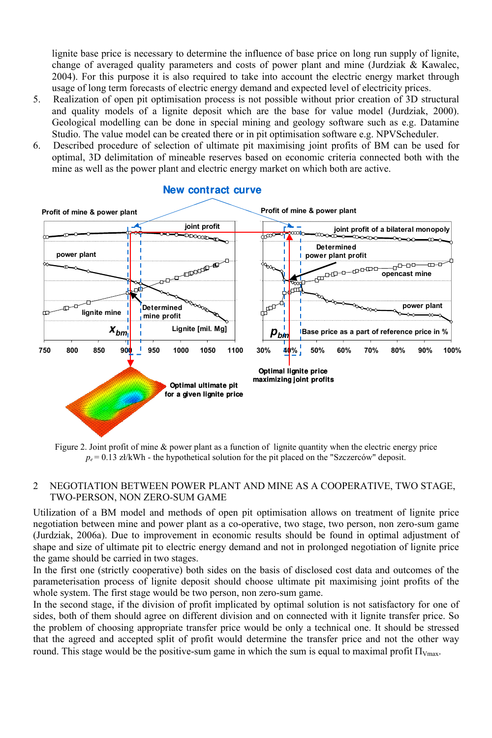lignite base price is necessary to determine the influence of base price on long run supply of lignite, change of averaged quality parameters and costs of power plant and mine (Jurdziak & Kawalec, 2004). For this purpose it is also required to take into account the electric energy market through usage of long term forecasts of electric energy demand and expected level of electricity prices.

5. Realization of open pit optimisation process is not possible without prior creation of 3D structural and quality models of a lignite deposit which are the base for value model (Jurdziak, 2000). Geological modelling can be done in special mining and geology software such as e.g. Datamine Studio. The value model can be created there or in pit optimisation software e.g. NPVScheduler.
6. Described procedure of selection of ultimate pit maximising joint profits of BM can be used for optimal, 3D delimitation of mineable reserves based on economic criteria connected both with the mine as well as the power plant and electric energy market on which both are active.

Figure 2. Joint profit of mine & power plant as a function of lignite quantity when the electric energy price $p_e = 0.13$ zł/kWh - the hypothetical solution for the pit placed on the "Szczerców" deposit.

## 2 NEGOTIATION BETWEEN POWER PLANT AND MINE AS A COOPERATIVE, TWO STAGE, TWO-PERSON, NON ZERO-SUM GAME

Utilization of a BM model and methods of open pit optimisation allows on treatment of lignite price negotiation between mine and power plant as a co-operative, two stage, two person, non zero-sum game (Jurdziak, 2006a). Due to improvement in economic results should be found in optimal adjustment of shape and size of ultimate pit to electric energy demand and not in prolonged negotiation of lignite price the game should be carried in two stages.

In the first one (strictly cooperative) both sides on the basis of disclosed cost data and outcomes of the parameterisation process of lignite deposit should choose ultimate pit maximising joint profits of the whole system. The first stage would be two person, non zero-sum game.

In the second stage, if the division of profit implicated by optimal solution is not satisfactory for one of sides, both of them should agree on different division and on connected with it lignite transfer price. So the problem of choosing appropriate transfer price would be only a technical one. It should be stressed that the agreed and accepted split of profit would determine the transfer price and not the other way round. This stage would be the positive-sum game in which the sum is equal to maximal profit $\Pi_{V\max}$.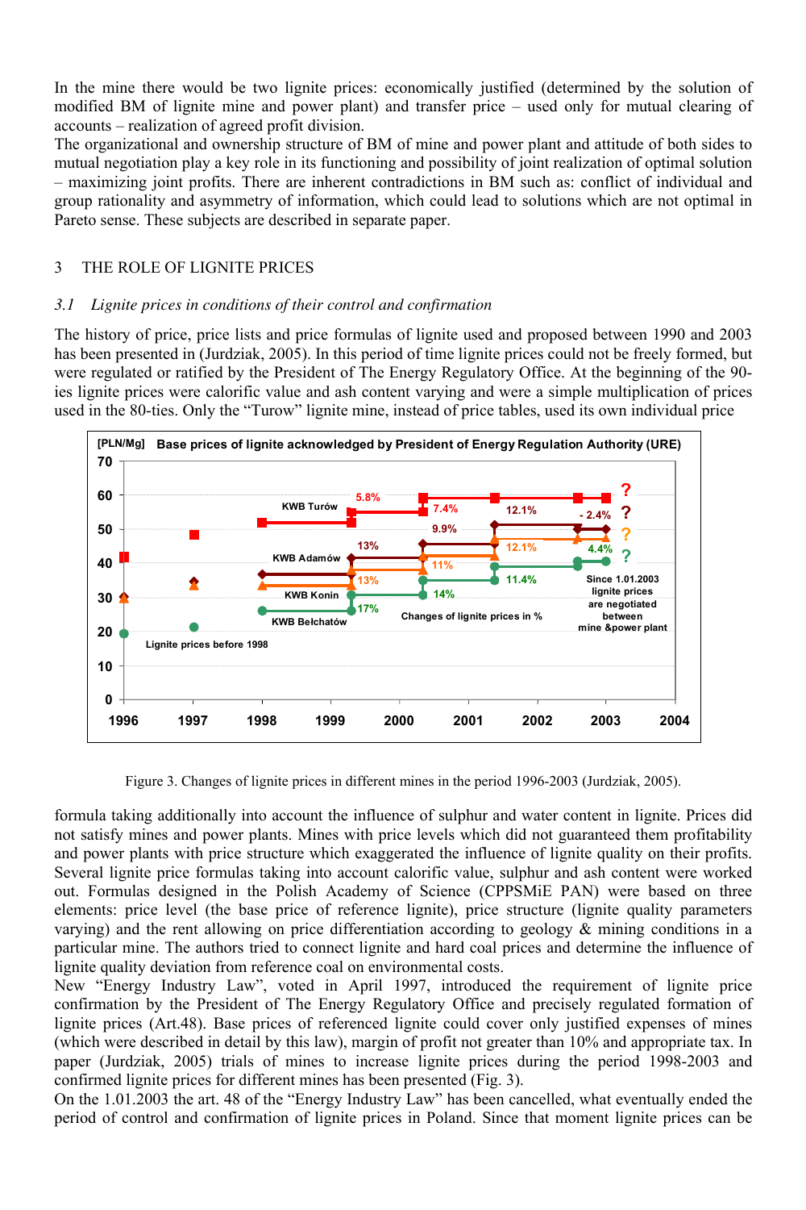In the mine there would be two lignite prices: economically justified (determined by the solution of modified BM of lignite mine and power plant) and transfer price – used only for mutual clearing of accounts – realization of agreed profit division.

The organizational and ownership structure of BM of mine and power plant and attitude of both sides to mutual negotiation play a key role in its functioning and possibility of joint realization of optimal solution – maximizing joint profits. There are inherent contradictions in BM such as: conflict of individual and group rationality and asymmetry of information, which could lead to solutions which are not optimal in Pareto sense. These subjects are described in separate paper.

## 3 THE ROLE OF LIGNITE PRICES

### *3.1 Lignite prices in conditions of their control and confirmation*

The history of price, price lists and price formulas of lignite used and proposed between 1990 and 2003 has been presented in (Jurdziak, 2005). In this period of time lignite prices could not be freely formed, but were regulated or ratified by the President of The Energy Regulatory Office. At the beginning of the 90-ies lignite prices were calorific value and ash content varying and were a simple multiplication of prices used in the 80-ties. Only the "Turow" lignite mine, instead of price tables, used its own individual price

Figure 3. Changes of lignite prices in different mines in the period 1996-2003 (Jurdziak, 2005).

formula taking additionally into account the influence of sulphur and water content in lignite. Prices did not satisfy mines and power plants. Mines with price levels which did not guaranteed them profitability and power plants with price structure which exaggerated the influence of lignite quality on their profits. Several lignite price formulas taking into account calorific value, sulphur and ash content were worked out. Formulas designed in the Polish Academy of Science (CPPSMiE PAN) were based on three elements: price level (the base price of reference lignite), price structure (lignite quality parameters varying) and the rent allowing on price differentiation according to geology & mining conditions in a particular mine. The authors tried to connect lignite and hard coal prices and determine the influence of lignite quality deviation from reference coal on environmental costs.

New "Energy Industry Law", voted in April 1997, introduced the requirement of lignite price confirmation by the President of The Energy Regulatory Office and precisely regulated formation of lignite prices (Art.48). Base prices of referenced lignite could cover only justified expenses of mines (which were described in detail by this law), margin of profit not greater than 10% and appropriate tax. In paper (Jurdziak, 2005) trials of mines to increase lignite prices during the period 1998-2003 and confirmed lignite prices for different mines has been presented (Fig. 3).

On the 1.01.2003 the art. 48 of the "Energy Industry Law" has been cancelled, what eventually ended the period of control and confirmation of lignite prices in Poland. Since that moment lignite prices can be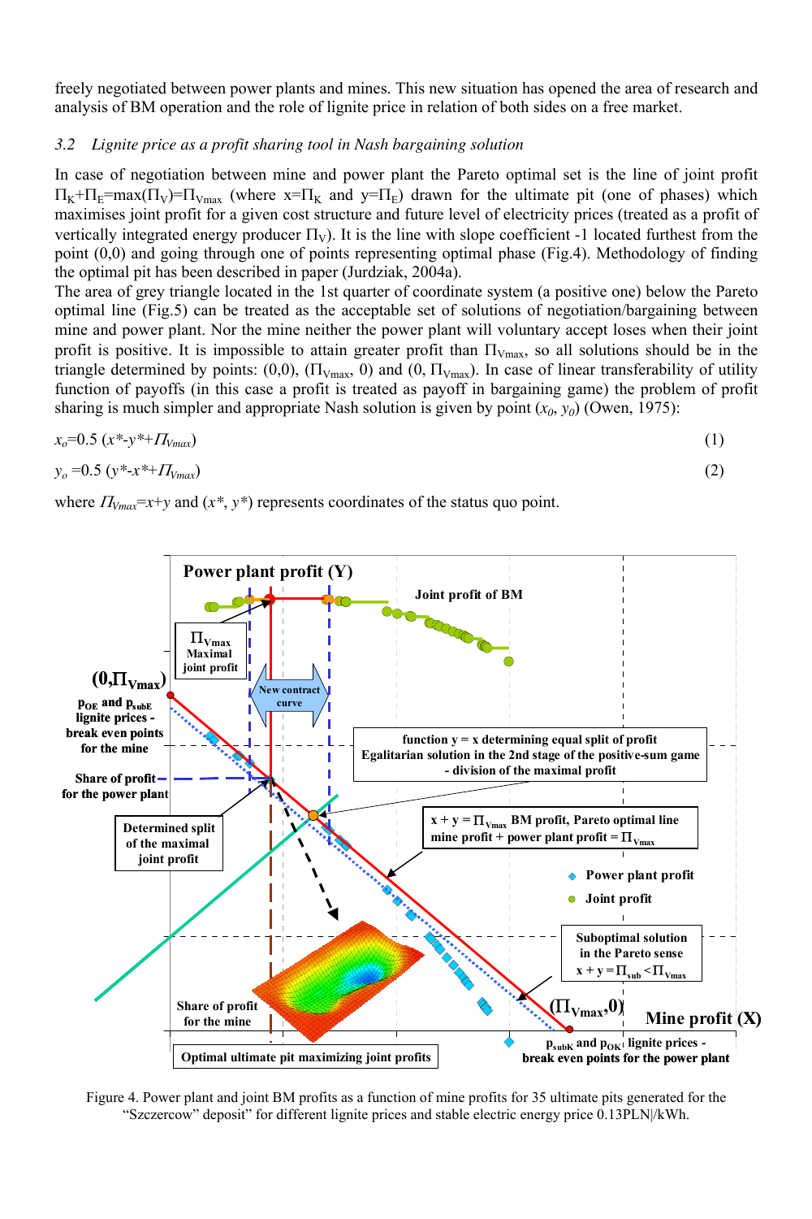freely negotiated between power plants and mines. This new situation has opened the area of research and analysis of BM operation and the role of lignite price in relation of both sides on a free market.

### *3.2 Lignite price as a profit sharing tool in Nash bargaining solution*

In case of negotiation between mine and power plant the Pareto optimal set is the line of joint profit $\Pi_K+\Pi_E=\max(\Pi_V)=\Pi_{Vmax}$ (where $x=\Pi_K$ and $y=\Pi_E$) drawn for the ultimate pit (one of phases) which maximises joint profit for a given cost structure and future level of electricity prices (treated as a profit of vertically integrated energy producer $\Pi_V$). It is the line with slope coefficient -1 located furthest from the point (0,0) and going through one of points representing optimal phase (Fig.4). Methodology of finding the optimal pit has been described in paper (Jurdziak, 2004a).

The area of grey triangle located in the 1st quarter of coordinate system (a positive one) below the Pareto optimal line (Fig.5) can be treated as the acceptable set of solutions of negotiation/bargaining between mine and power plant. Nor the mine neither the power plant will voluntary accept loses when their joint profit is positive. It is impossible to attain greater profit than $\Pi_{Vmax}$, so all solutions should be in the triangle determined by points: (0,0), ($\Pi_{Vmax}$, 0) and (0, $\Pi_{Vmax}$). In case of linear transferability of utility function of payoffs (in this case a profit is treated as payoff in bargaining game) the problem of profit sharing is much simpler and appropriate Nash solution is given by point ($x_0$, $y_0$) (Owen, 1975):

$$x_o=0.5\,(x^*-y^*+\Pi_{Vmax}) \tag{1}$$

$$y_o=0.5\,(y^*-x^*+\Pi_{Vmax}) \tag{2}$$

where $\Pi_{Vmax}=x+y$ and ($x^*$, $y^*$) represents coordinates of the status quo point.

Figure 4. Power plant and joint BM profits as a function of mine profits for 35 ultimate pits generated for the "Szczercow" deposit" for different lignite prices and stable electric energy price 0.13PLN|/kWh.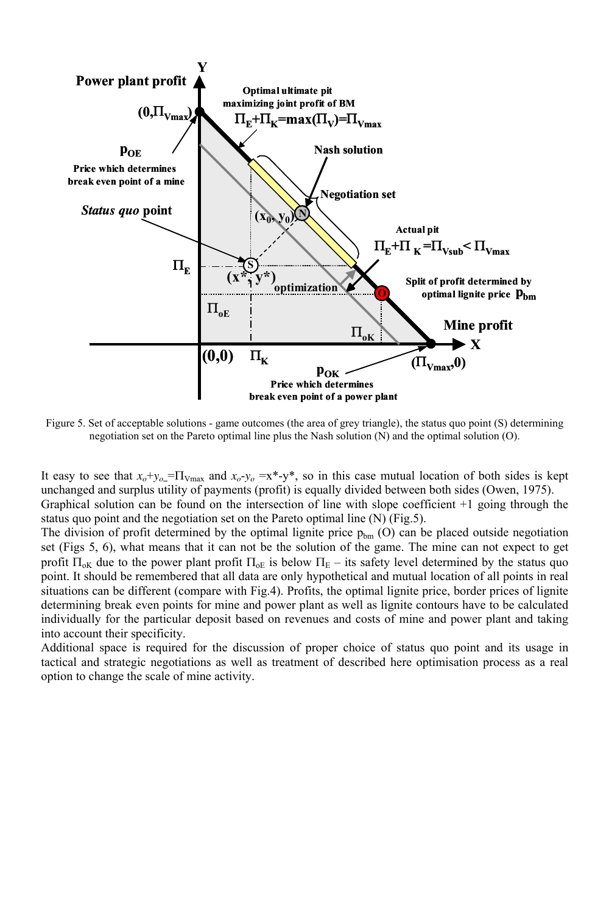Figure 5. Set of acceptable solutions - game outcomes (the area of grey triangle), the status quo point (S) determining negotiation set on the Pareto optimal line plus the Nash solution (N) and the optimal solution (O).

It easy to see that $x_o+y_o=\Pi_{Vmax}$ and $x_o-y_o=x^*-y^*$, so in this case mutual location of both sides is kept unchanged and surplus utility of payments (profit) is equally divided between both sides (Owen, 1975).
Graphical solution can be found on the intersection of line with slope coefficient +1 going through the status quo point and the negotiation set on the Pareto optimal line (N) (Fig.5).
The division of profit determined by the optimal lignite price $p_{bm}$ (O) can be placed outside negotiation set (Figs 5, 6), what means that it can not be the solution of the game. The mine can not expect to get profit $\Pi_{oK}$ due to the power plant profit $\Pi_{oE}$ is below $\Pi_E$ – its safety level determined by the status quo point. It should be remembered that all data are only hypothetical and mutual location of all points in real situations can be different (compare with Fig.4). Profits, the optimal lignite price, border prices of lignite determining break even points for mine and power plant as well as lignite contours have to be calculated individually for the particular deposit based on revenues and costs of mine and power plant and taking into account their specificity.
Additional space is required for the discussion of proper choice of status quo point and its usage in tactical and strategic negotiations as well as treatment of described here optimisation process as a real option to change the scale of mine activity.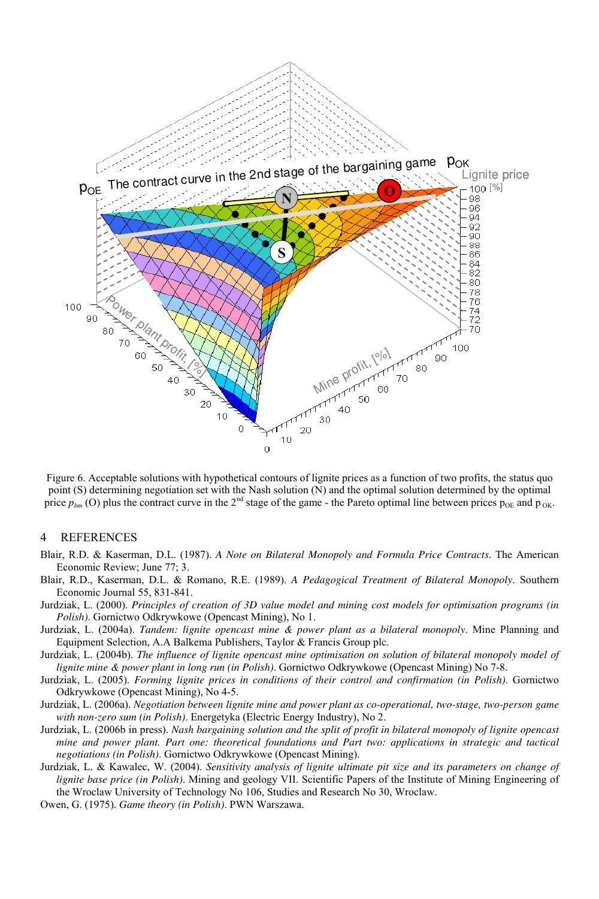$p_{OE}$ The contract curve in the 2nd stage of the bargaining game $p_{OK}$

Lignite price

100 [%]
98
96
94
92
90
88
86
84
82
80
78
76
74
72
70

N

O

S

Power plant profit, [%]

100
90
80
70
60
50
40
30
20
10
0

Mine profit, [%]

0
10
20
30
40
50
60
70
80
90
100

Figure 6. Acceptable solutions with hypothetical contours of lignite prices as a function of two profits, the status quo point (S) determining negotiation set with the Nash solution (N) and the optimal solution determined by the optimal price $p_{bm}$ (O) plus the contract curve in the 2[nd] stage of the game - the Pareto optimal line between prices $p_{OE}$ and $p_{OK}$.

## 4 REFERENCES

Blair, R.D. & Kaserman, D.L. (1987). *A Note on Bilateral Monopoly and Formula Price Contracts*. The American Economic Review; June 77; 3.

Blair, R.D., Kaserman, D.L. & Romano, R.E. (1989). *A Pedagogical Treatment of Bilateral Monopoly*. Southern Economic Journal 55, 831-841.

Jurdziak, L. (2000). *Principles of creation of 3D value model and mining cost models for optimisation programs (in Polish)*. Gornictwo Odkrywkowe (Opencast Mining), No 1.

Jurdziak, L. (2004a). *Tandem: lignite opencast mine & power plant as a bilateral monopoly*. Mine Planning and Equipment Selection, A.A Balkema Publishers, Taylor & Francis Group plc.

Jurdziak, L. (2004b). *The influence of lignite opencast mine optimisation on solution of bilateral monopoly model of lignite mine & power plant in long run (in Polish)*. Gornictwo Odkrywkowe (Opencast Mining) No 7-8.

Jurdziak, L. (2005). *Forming lignite prices in conditions of their control and confirmation (in Polish)*. Gornictwo Odkrywkowe (Opencast Mining), No 4-5.

Jurdziak, L. (2006a). *Negotiation between lignite mine and power plant as co-operational, two-stage, two-person game with non-zero sum (in Polish)*. Energetyka (Electric Energy Industry), No 2.

Jurdziak, L. (2006b in press). *Nash bargaining solution and the split of profit in bilateral monopoly of lignite opencast mine and power plant. Part one: theoretical foundations and Part two: applications in strategic and tactical negotiations (in Polish)*. Gornictwo Odkrywkowe (Opencast Mining).

Jurdziak, L. & Kawalec, W. (2004). *Sensitivity analysis of lignite ultimate pit size and its parameters on change of lignite base price (in Polish)*. Mining and geology VII. Scientific Papers of the Institute of Mining Engineering of the Wroclaw University of Technology No 106, Studies and Research No 30, Wroclaw.

Owen, G. (1975). *Game theory (in Polish)*. PWN Warszawa.